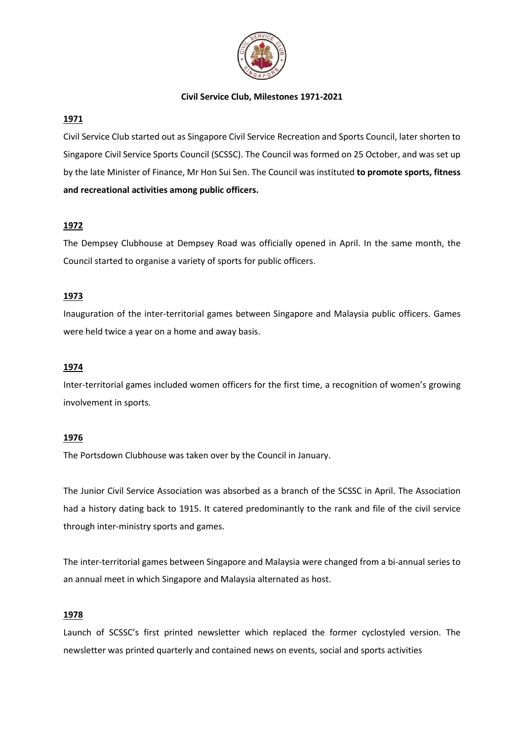**Civil Service Club, Milestones 1971-2021**

**1971**

Civil Service Club started out as Singapore Civil Service Recreation and Sports Council, later shorten to Singapore Civil Service Sports Council (SCSSC). The Council was formed on 25 October, and was set up by the late Minister of Finance, Mr Hon Sui Sen. The Council was instituted **to promote sports, fitness and recreational activities among public officers.**

**1972**

The Dempsey Clubhouse at Dempsey Road was officially opened in April. In the same month, the Council started to organise a variety of sports for public officers.

**1973**

Inauguration of the inter-territorial games between Singapore and Malaysia public officers. Games were held twice a year on a home and away basis.

**1974**

Inter-territorial games included women officers for the first time, a recognition of women's growing involvement in sports.

**1976**

The Portsdown Clubhouse was taken over by the Council in January.

The Junior Civil Service Association was absorbed as a branch of the SCSSC in April. The Association had a history dating back to 1915. It catered predominantly to the rank and file of the civil service through inter-ministry sports and games.

The inter-territorial games between Singapore and Malaysia were changed from a bi-annual series to an annual meet in which Singapore and Malaysia alternated as host.

**1978**

Launch of SCSSC's first printed newsletter which replaced the former cyclostyled version. The newsletter was printed quarterly and contained news on events, social and sports activities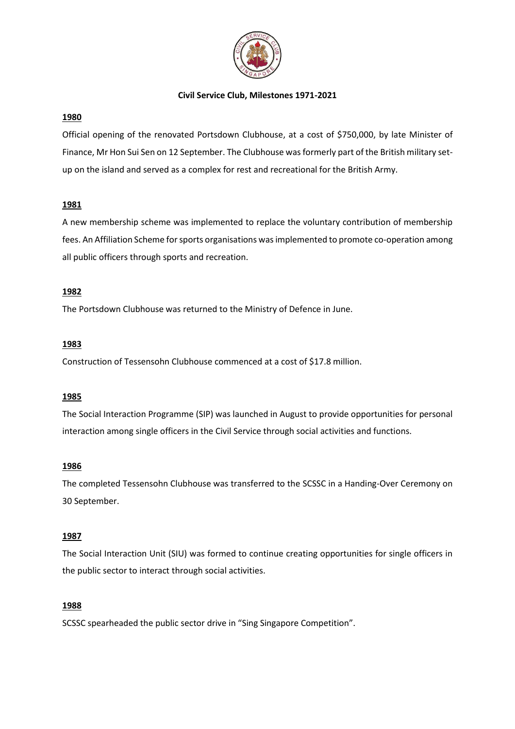**Civil Service Club, Milestones 1971-2021**

**1980**

Official opening of the renovated Portsdown Clubhouse, at a cost of $750,000, by late Minister of Finance, Mr Hon Sui Sen on 12 September. The Clubhouse was formerly part of the British military set-up on the island and served as a complex for rest and recreational for the British Army.

**1981**

A new membership scheme was implemented to replace the voluntary contribution of membership fees. An Affiliation Scheme for sports organisations was implemented to promote co-operation among all public officers through sports and recreation.

**1982**

The Portsdown Clubhouse was returned to the Ministry of Defence in June.

**1983**

Construction of Tessensohn Clubhouse commenced at a cost of $17.8 million.

**1985**

The Social Interaction Programme (SIP) was launched in August to provide opportunities for personal interaction among single officers in the Civil Service through social activities and functions.

**1986**

The completed Tessensohn Clubhouse was transferred to the SCSSC in a Handing-Over Ceremony on 30 September.

**1987**

The Social Interaction Unit (SIU) was formed to continue creating opportunities for single officers in the public sector to interact through social activities.

**1988**

SCSSC spearheaded the public sector drive in "Sing Singapore Competition".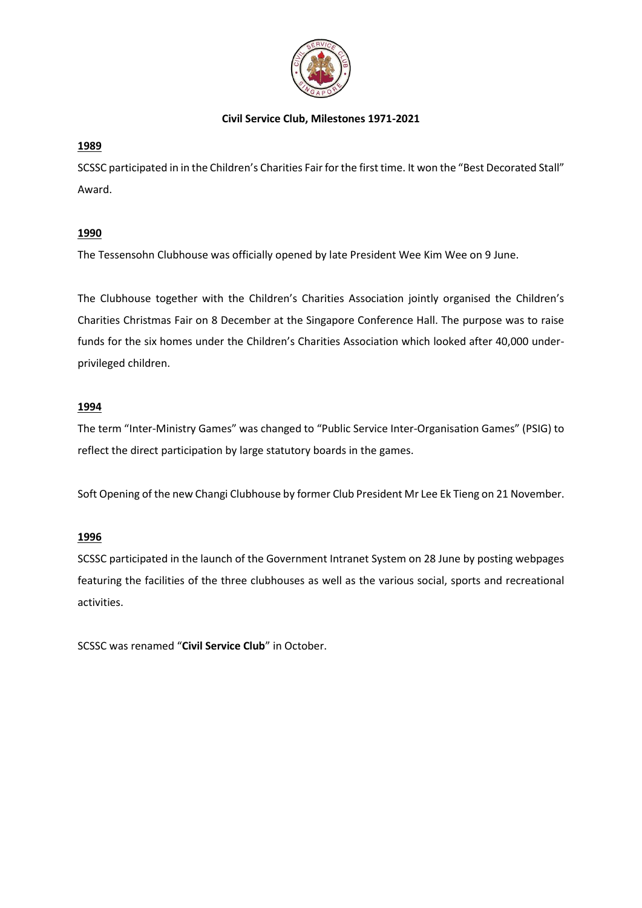**Civil Service Club, Milestones 1971-2021**

**1989**

SCSSC participated in in the Children's Charities Fair for the first time. It won the "Best Decorated Stall" Award.

**1990**

The Tessensohn Clubhouse was officially opened by late President Wee Kim Wee on 9 June.

The Clubhouse together with the Children's Charities Association jointly organised the Children's Charities Christmas Fair on 8 December at the Singapore Conference Hall. The purpose was to raise funds for the six homes under the Children's Charities Association which looked after 40,000 under-privileged children.

**1994**

The term "Inter-Ministry Games" was changed to "Public Service Inter-Organisation Games" (PSIG) to reflect the direct participation by large statutory boards in the games.

Soft Opening of the new Changi Clubhouse by former Club President Mr Lee Ek Tieng on 21 November.

**1996**

SCSSC participated in the launch of the Government Intranet System on 28 June by posting webpages featuring the facilities of the three clubhouses as well as the various social, sports and recreational activities.

SCSSC was renamed "**Civil Service Club**" in October.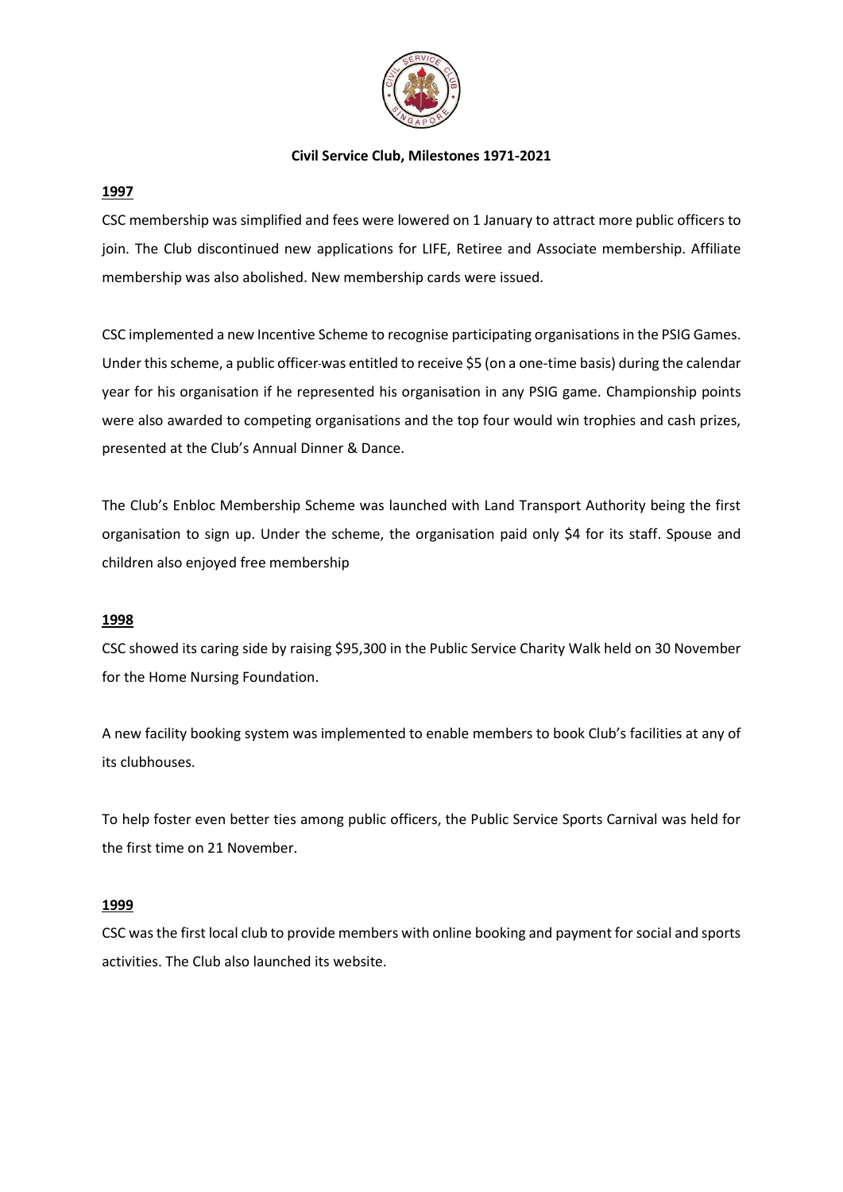**Civil Service Club, Milestones 1971-2021**

**1997**

CSC membership was simplified and fees were lowered on 1 January to attract more public officers to join. The Club discontinued new applications for LIFE, Retiree and Associate membership. Affiliate membership was also abolished. New membership cards were issued.

CSC implemented a new Incentive Scheme to recognise participating organisations in the PSIG Games. Under this scheme, a public officer was entitled to receive $5 (on a one-time basis) during the calendar year for his organisation if he represented his organisation in any PSIG game. Championship points were also awarded to competing organisations and the top four would win trophies and cash prizes, presented at the Club's Annual Dinner & Dance.

The Club's Enbloc Membership Scheme was launched with Land Transport Authority being the first organisation to sign up. Under the scheme, the organisation paid only $4 for its staff. Spouse and children also enjoyed free membership

**1998**

CSC showed its caring side by raising $95,300 in the Public Service Charity Walk held on 30 November for the Home Nursing Foundation.

A new facility booking system was implemented to enable members to book Club's facilities at any of its clubhouses.

To help foster even better ties among public officers, the Public Service Sports Carnival was held for the first time on 21 November.

**1999**

CSC was the first local club to provide members with online booking and payment for social and sports activities. The Club also launched its website.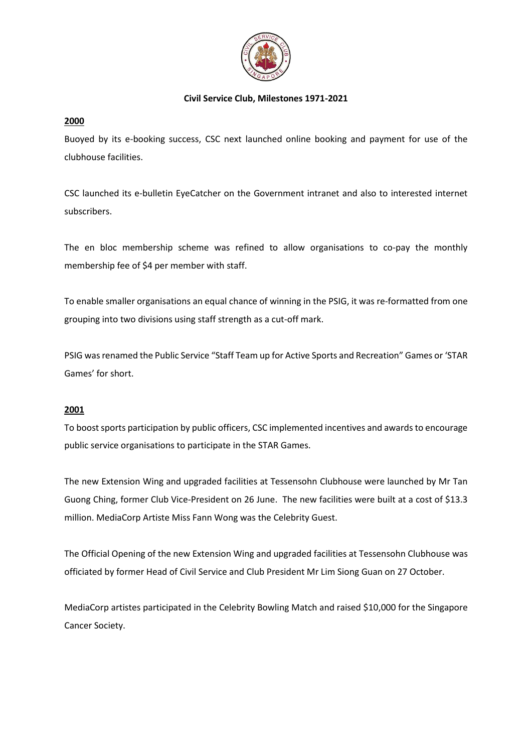**Civil Service Club, Milestones 1971-2021**

**2000**

Buoyed by its e-booking success, CSC next launched online booking and payment for use of the clubhouse facilities.

CSC launched its e-bulletin EyeCatcher on the Government intranet and also to interested internet subscribers.

The en bloc membership scheme was refined to allow organisations to co-pay the monthly membership fee of $4 per member with staff.

To enable smaller organisations an equal chance of winning in the PSIG, it was re-formatted from one grouping into two divisions using staff strength as a cut-off mark.

PSIG was renamed the Public Service "Staff Team up for Active Sports and Recreation" Games or 'STAR Games' for short.

**2001**

To boost sports participation by public officers, CSC implemented incentives and awards to encourage public service organisations to participate in the STAR Games.

The new Extension Wing and upgraded facilities at Tessensohn Clubhouse were launched by Mr Tan Guong Ching, former Club Vice-President on 26 June. The new facilities were built at a cost of $13.3 million. MediaCorp Artiste Miss Fann Wong was the Celebrity Guest.

The Official Opening of the new Extension Wing and upgraded facilities at Tessensohn Clubhouse was officiated by former Head of Civil Service and Club President Mr Lim Siong Guan on 27 October.

MediaCorp artistes participated in the Celebrity Bowling Match and raised $10,000 for the Singapore Cancer Society.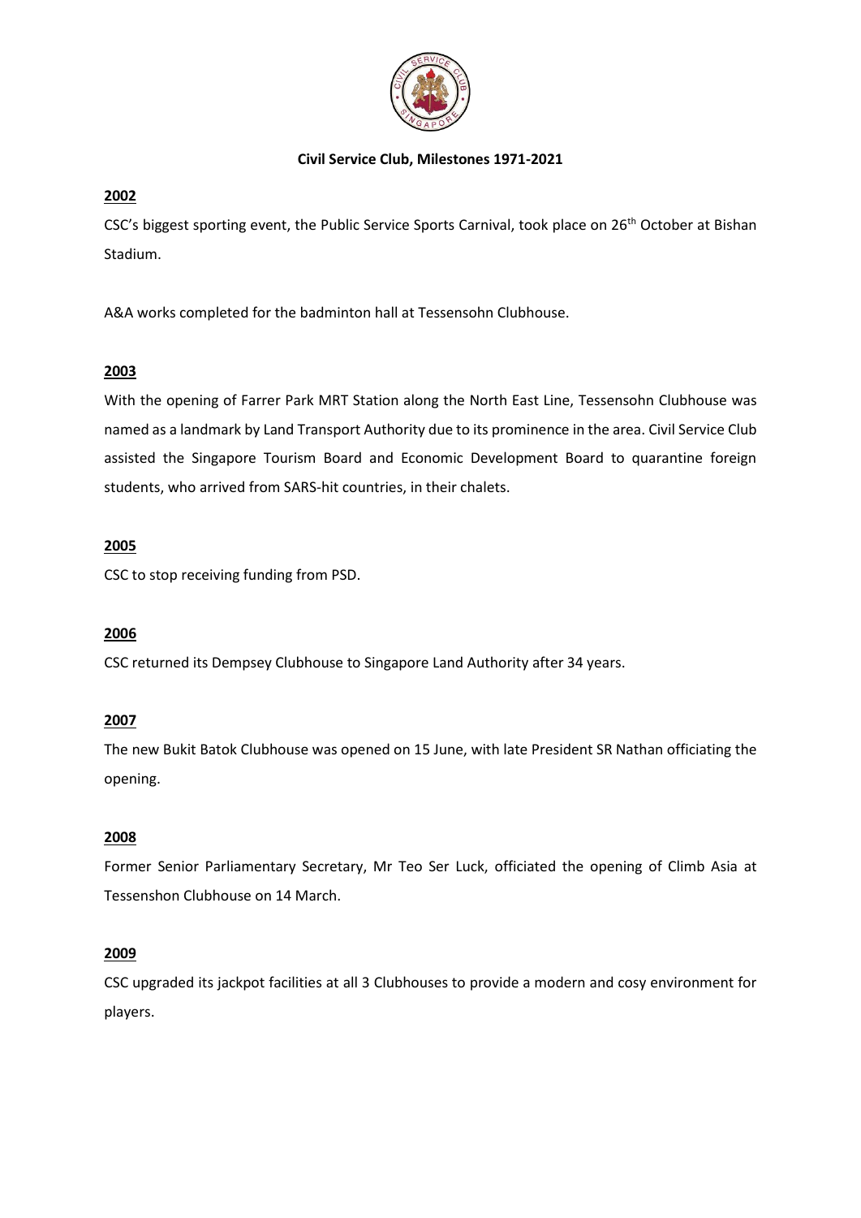**Civil Service Club, Milestones 1971-2021**

**2002**

CSC's biggest sporting event, the Public Service Sports Carnival, took place on 26th October at Bishan Stadium.

A&A works completed for the badminton hall at Tessensohn Clubhouse.

**2003**

With the opening of Farrer Park MRT Station along the North East Line, Tessensohn Clubhouse was named as a landmark by Land Transport Authority due to its prominence in the area. Civil Service Club assisted the Singapore Tourism Board and Economic Development Board to quarantine foreign students, who arrived from SARS-hit countries, in their chalets.

**2005**

CSC to stop receiving funding from PSD.

**2006**

CSC returned its Dempsey Clubhouse to Singapore Land Authority after 34 years.

**2007**

The new Bukit Batok Clubhouse was opened on 15 June, with late President SR Nathan officiating the opening.

**2008**

Former Senior Parliamentary Secretary, Mr Teo Ser Luck, officiated the opening of Climb Asia at Tessenshon Clubhouse on 14 March.

**2009**

CSC upgraded its jackpot facilities at all 3 Clubhouses to provide a modern and cosy environment for players.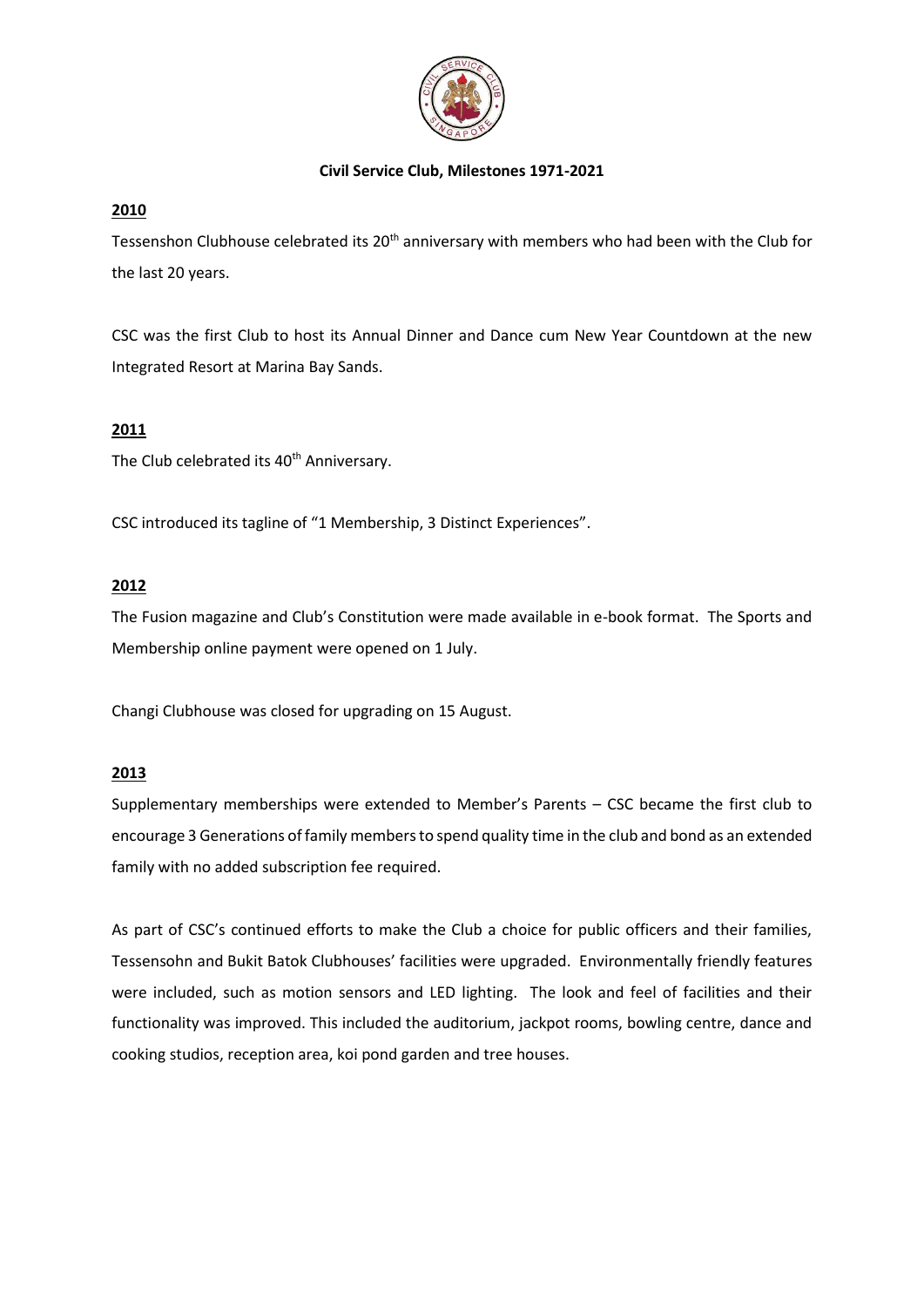**Civil Service Club, Milestones 1971-2021**

**2010**

Tessenshon Clubhouse celebrated its 20th anniversary with members who had been with the Club for the last 20 years.

CSC was the first Club to host its Annual Dinner and Dance cum New Year Countdown at the new Integrated Resort at Marina Bay Sands.

**2011**

The Club celebrated its 40th Anniversary.

CSC introduced its tagline of "1 Membership, 3 Distinct Experiences".

**2012**

The Fusion magazine and Club's Constitution were made available in e-book format. The Sports and Membership online payment were opened on 1 July.

Changi Clubhouse was closed for upgrading on 15 August.

**2013**

Supplementary memberships were extended to Member's Parents – CSC became the first club to encourage 3 Generations of family members to spend quality time in the club and bond as an extended family with no added subscription fee required.

As part of CSC's continued efforts to make the Club a choice for public officers and their families, Tessensohn and Bukit Batok Clubhouses' facilities were upgraded. Environmentally friendly features were included, such as motion sensors and LED lighting. The look and feel of facilities and their functionality was improved. This included the auditorium, jackpot rooms, bowling centre, dance and cooking studios, reception area, koi pond garden and tree houses.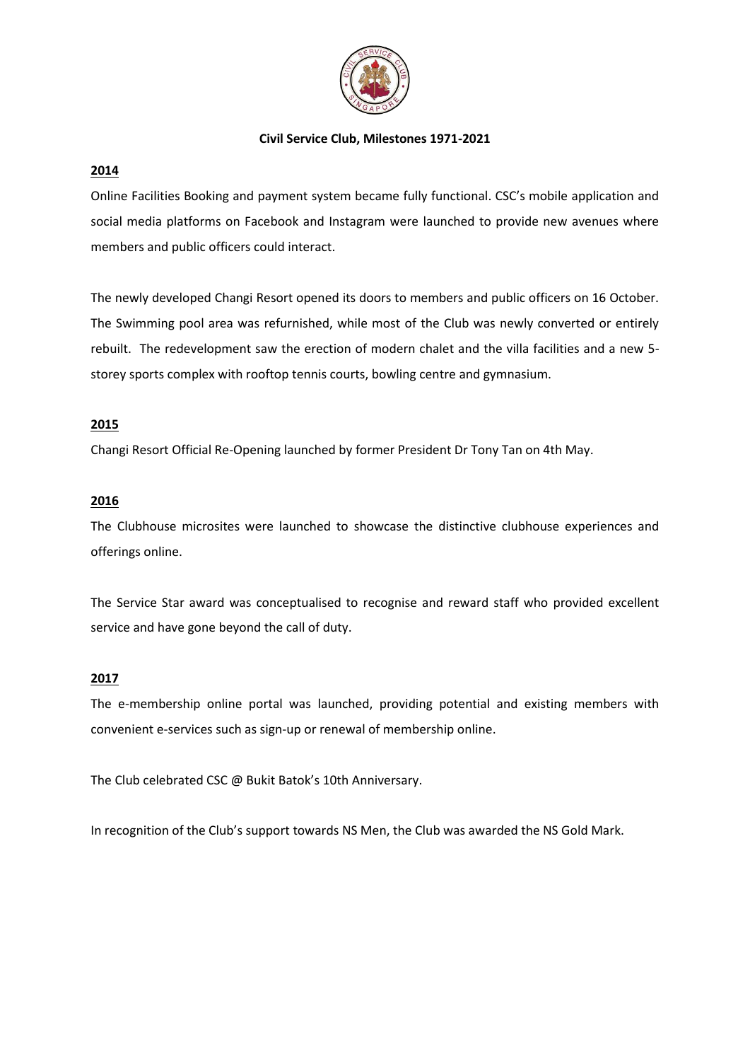**Civil Service Club, Milestones 1971-2021**

**2014**

Online Facilities Booking and payment system became fully functional. CSC's mobile application and social media platforms on Facebook and Instagram were launched to provide new avenues where members and public officers could interact.

The newly developed Changi Resort opened its doors to members and public officers on 16 October. The Swimming pool area was refurnished, while most of the Club was newly converted or entirely rebuilt. The redevelopment saw the erection of modern chalet and the villa facilities and a new 5-storey sports complex with rooftop tennis courts, bowling centre and gymnasium.

**2015**

Changi Resort Official Re-Opening launched by former President Dr Tony Tan on 4th May.

**2016**

The Clubhouse microsites were launched to showcase the distinctive clubhouse experiences and offerings online.

The Service Star award was conceptualised to recognise and reward staff who provided excellent service and have gone beyond the call of duty.

**2017**

The e-membership online portal was launched, providing potential and existing members with convenient e-services such as sign-up or renewal of membership online.

The Club celebrated CSC @ Bukit Batok's 10th Anniversary.

In recognition of the Club's support towards NS Men, the Club was awarded the NS Gold Mark.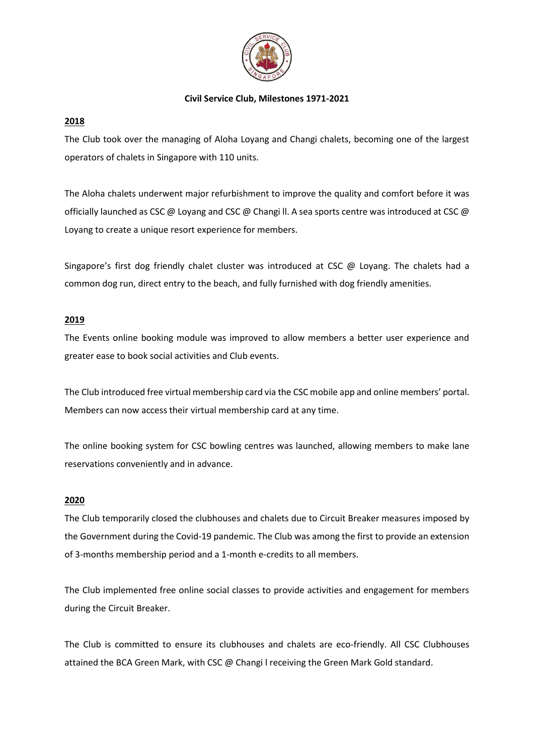**Civil Service Club, Milestones 1971-2021**

**2018**

The Club took over the managing of Aloha Loyang and Changi chalets, becoming one of the largest operators of chalets in Singapore with 110 units.

The Aloha chalets underwent major refurbishment to improve the quality and comfort before it was officially launched as CSC @ Loyang and CSC @ Changi ll. A sea sports centre was introduced at CSC @ Loyang to create a unique resort experience for members.

Singapore's first dog friendly chalet cluster was introduced at CSC @ Loyang. The chalets had a common dog run, direct entry to the beach, and fully furnished with dog friendly amenities.

**2019**

The Events online booking module was improved to allow members a better user experience and greater ease to book social activities and Club events.

The Club introduced free virtual membership card via the CSC mobile app and online members' portal. Members can now access their virtual membership card at any time.

The online booking system for CSC bowling centres was launched, allowing members to make lane reservations conveniently and in advance.

**2020**

The Club temporarily closed the clubhouses and chalets due to Circuit Breaker measures imposed by the Government during the Covid-19 pandemic. The Club was among the first to provide an extension of 3-months membership period and a 1-month e-credits to all members.

The Club implemented free online social classes to provide activities and engagement for members during the Circuit Breaker.

The Club is committed to ensure its clubhouses and chalets are eco-friendly. All CSC Clubhouses attained the BCA Green Mark, with CSC @ Changi l receiving the Green Mark Gold standard.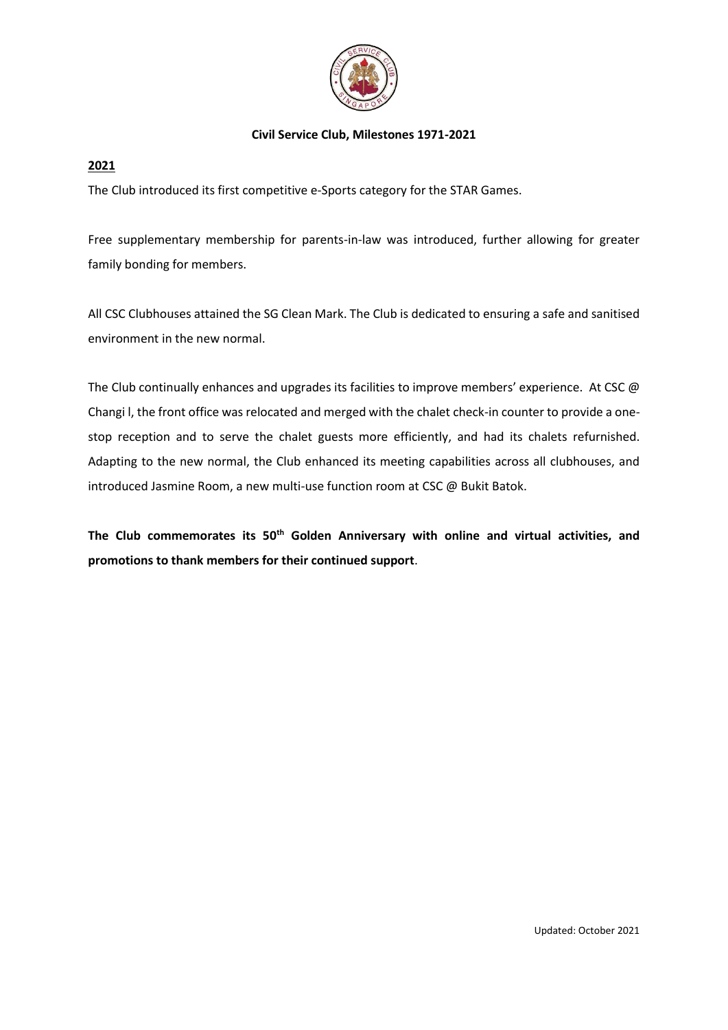**Civil Service Club, Milestones 1971-2021**

**2021**

The Club introduced its first competitive e-Sports category for the STAR Games.

Free supplementary membership for parents-in-law was introduced, further allowing for greater family bonding for members.

All CSC Clubhouses attained the SG Clean Mark. The Club is dedicated to ensuring a safe and sanitised environment in the new normal.

The Club continually enhances and upgrades its facilities to improve members' experience. At CSC @ Changi l, the front office was relocated and merged with the chalet check-in counter to provide a one-stop reception and to serve the chalet guests more efficiently, and had its chalets refurnished. Adapting to the new normal, the Club enhanced its meeting capabilities across all clubhouses, and introduced Jasmine Room, a new multi-use function room at CSC @ Bukit Batok.

**The Club commemorates its 50th Golden Anniversary with online and virtual activities, and promotions to thank members for their continued support**.

Updated: October 2021